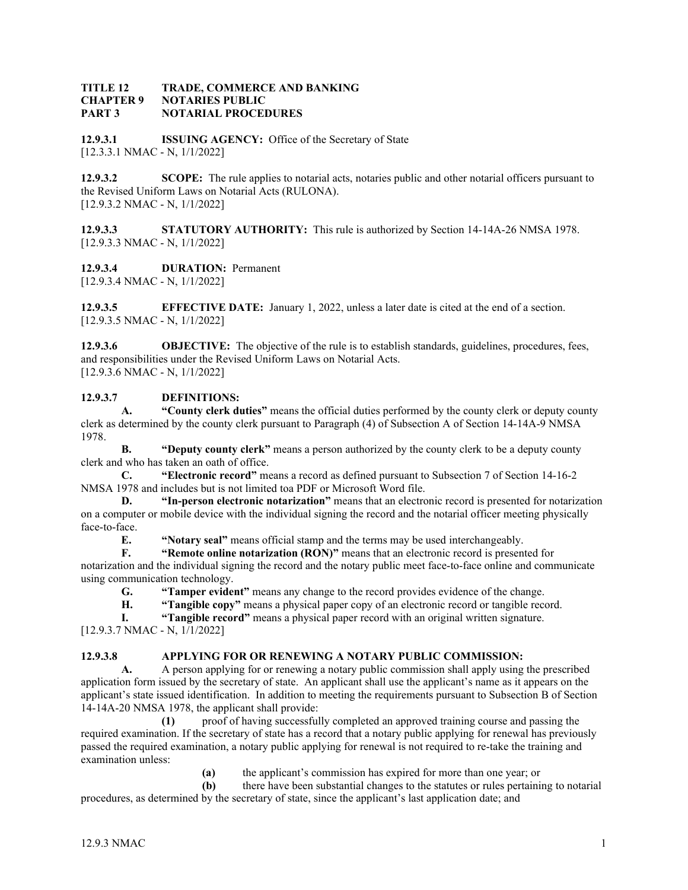**TITLE 12 TRADE, COMMERCE AND BANKING**
**CHAPTER 9 NOTARIES PUBLIC**
**PART 3 NOTARIAL PROCEDURES**

**12.9.3.1 ISSUING AGENCY:** Office of the Secretary of State
[12.3.3.1 NMAC - N, 1/1/2022]

**12.9.3.2 SCOPE:** The rule applies to notarial acts, notaries public and other notarial officers pursuant to the Revised Uniform Laws on Notarial Acts (RULONA).
[12.9.3.2 NMAC - N, 1/1/2022]

**12.9.3.3 STATUTORY AUTHORITY:** This rule is authorized by Section 14-14A-26 NMSA 1978.
[12.9.3.3 NMAC - N, 1/1/2022]

**12.9.3.4 DURATION:** Permanent
[12.9.3.4 NMAC - N, 1/1/2022]

**12.9.3.5 EFFECTIVE DATE:** January 1, 2022, unless a later date is cited at the end of a section.
[12.9.3.5 NMAC - N, 1/1/2022]

**12.9.3.6 OBJECTIVE:** The objective of the rule is to establish standards, guidelines, procedures, fees, and responsibilities under the Revised Uniform Laws on Notarial Acts.
[12.9.3.6 NMAC - N, 1/1/2022]

**12.9.3.7 DEFINITIONS:**

**A. "County clerk duties"** means the official duties performed by the county clerk or deputy county clerk as determined by the county clerk pursuant to Paragraph (4) of Subsection A of Section 14-14A-9 NMSA 1978.

**B. "Deputy county clerk"** means a person authorized by the county clerk to be a deputy county clerk and who has taken an oath of office.

**C. "Electronic record"** means a record as defined pursuant to Subsection 7 of Section 14-16-2 NMSA 1978 and includes but is not limited toa PDF or Microsoft Word file.

**D. "In-person electronic notarization"** means that an electronic record is presented for notarization on a computer or mobile device with the individual signing the record and the notarial officer meeting physically face-to-face.

**E. "Notary seal"** means official stamp and the terms may be used interchangeably.

**F. "Remote online notarization (RON)"** means that an electronic record is presented for notarization and the individual signing the record and the notary public meet face-to-face online and communicate using communication technology.

**G. "Tamper evident"** means any change to the record provides evidence of the change.

**H. "Tangible copy"** means a physical paper copy of an electronic record or tangible record.

**I. "Tangible record"** means a physical paper record with an original written signature.

[12.9.3.7 NMAC - N, 1/1/2022]

**12.9.3.8 APPLYING FOR OR RENEWING A NOTARY PUBLIC COMMISSION:**

**A.** A person applying for or renewing a notary public commission shall apply using the prescribed application form issued by the secretary of state. An applicant shall use the applicant's name as it appears on the applicant's state issued identification. In addition to meeting the requirements pursuant to Subsection B of Section 14-14A-20 NMSA 1978, the applicant shall provide:

**(1)** proof of having successfully completed an approved training course and passing the required examination. If the secretary of state has a record that a notary public applying for renewal has previously passed the required examination, a notary public applying for renewal is not required to re-take the training and examination unless:

**(a)** the applicant's commission has expired for more than one year; or

**(b)** there have been substantial changes to the statutes or rules pertaining to notarial procedures, as determined by the secretary of state, since the applicant's last application date; and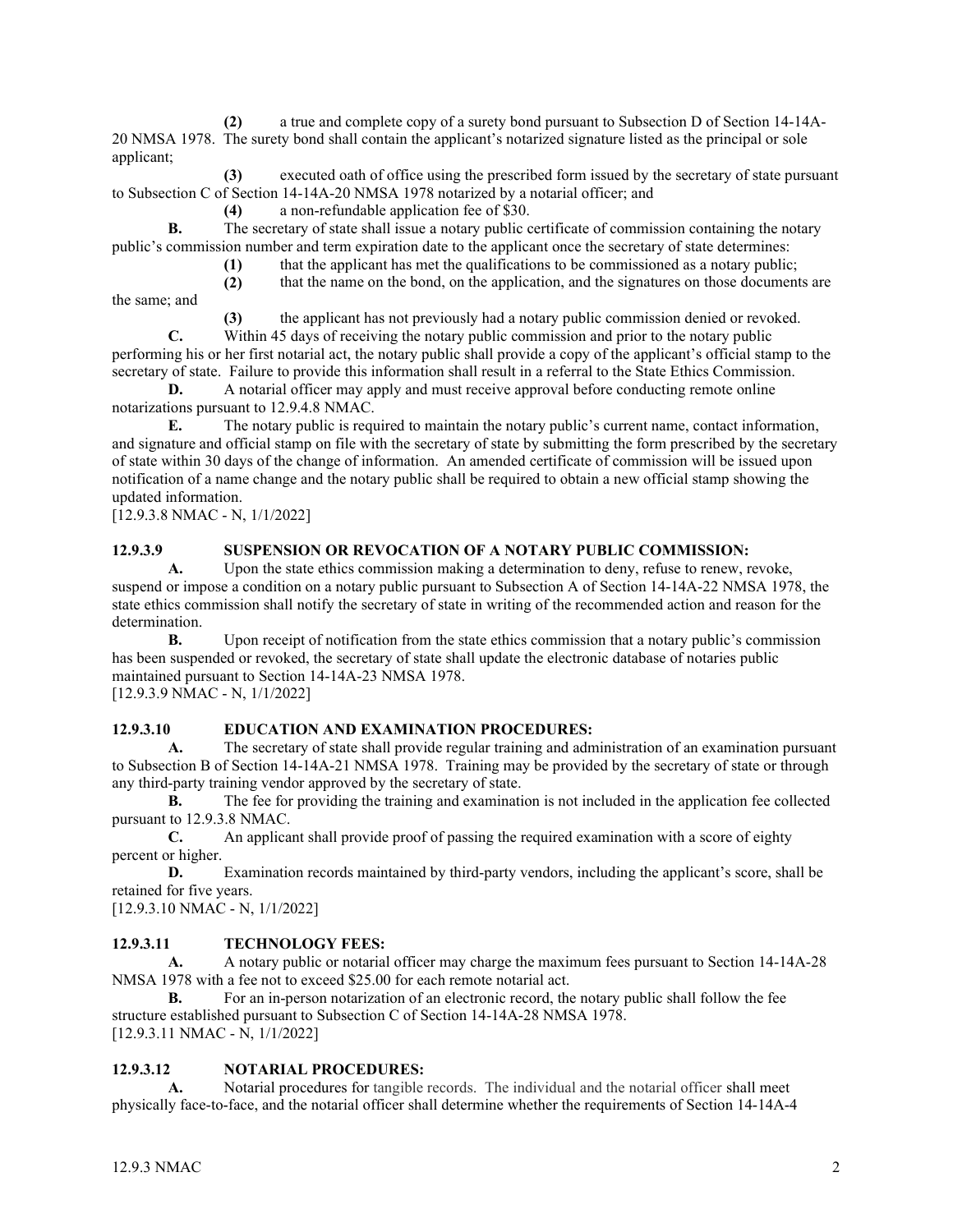**(2)** a true and complete copy of a surety bond pursuant to Subsection D of Section 14-14A-20 NMSA 1978. The surety bond shall contain the applicant's notarized signature listed as the principal or sole applicant;

**(3)** executed oath of office using the prescribed form issued by the secretary of state pursuant to Subsection C of Section 14-14A-20 NMSA 1978 notarized by a notarial officer; and

**(4)** a non-refundable application fee of $30.

**B.** The secretary of state shall issue a notary public certificate of commission containing the notary public's commission number and term expiration date to the applicant once the secretary of state determines:

**(1)** that the applicant has met the qualifications to be commissioned as a notary public;

**(2)** that the name on the bond, on the application, and the signatures on those documents are the same; and

**(3)** the applicant has not previously had a notary public commission denied or revoked.

**C.** Within 45 days of receiving the notary public commission and prior to the notary public performing his or her first notarial act, the notary public shall provide a copy of the applicant's official stamp to the secretary of state. Failure to provide this information shall result in a referral to the State Ethics Commission.

**D.** A notarial officer may apply and must receive approval before conducting remote online notarizations pursuant to 12.9.4.8 NMAC.

**E.** The notary public is required to maintain the notary public's current name, contact information, and signature and official stamp on file with the secretary of state by submitting the form prescribed by the secretary of state within 30 days of the change of information. An amended certificate of commission will be issued upon notification of a name change and the notary public shall be required to obtain a new official stamp showing the updated information.

[12.9.3.8 NMAC - N, 1/1/2022]

**12.9.3.9 SUSPENSION OR REVOCATION OF A NOTARY PUBLIC COMMISSION:**

**A.** Upon the state ethics commission making a determination to deny, refuse to renew, revoke, suspend or impose a condition on a notary public pursuant to Subsection A of Section 14-14A-22 NMSA 1978, the state ethics commission shall notify the secretary of state in writing of the recommended action and reason for the determination.

**B.** Upon receipt of notification from the state ethics commission that a notary public's commission has been suspended or revoked, the secretary of state shall update the electronic database of notaries public maintained pursuant to Section 14-14A-23 NMSA 1978.

[12.9.3.9 NMAC - N, 1/1/2022]

**12.9.3.10 EDUCATION AND EXAMINATION PROCEDURES:**

**A.** The secretary of state shall provide regular training and administration of an examination pursuant to Subsection B of Section 14-14A-21 NMSA 1978. Training may be provided by the secretary of state or through any third-party training vendor approved by the secretary of state.

**B.** The fee for providing the training and examination is not included in the application fee collected pursuant to 12.9.3.8 NMAC.

**C.** An applicant shall provide proof of passing the required examination with a score of eighty percent or higher.

**D.** Examination records maintained by third-party vendors, including the applicant's score, shall be retained for five years.

[12.9.3.10 NMAC - N, 1/1/2022]

**12.9.3.11 TECHNOLOGY FEES:**

**A.** A notary public or notarial officer may charge the maximum fees pursuant to Section 14-14A-28 NMSA 1978 with a fee not to exceed $25.00 for each remote notarial act.

**B.** For an in-person notarization of an electronic record, the notary public shall follow the fee structure established pursuant to Subsection C of Section 14-14A-28 NMSA 1978.

[12.9.3.11 NMAC - N, 1/1/2022]

**12.9.3.12 NOTARIAL PROCEDURES:**

**A.** Notarial procedures for tangible records. The individual and the notarial officer shall meet physically face-to-face, and the notarial officer shall determine whether the requirements of Section 14-14A-4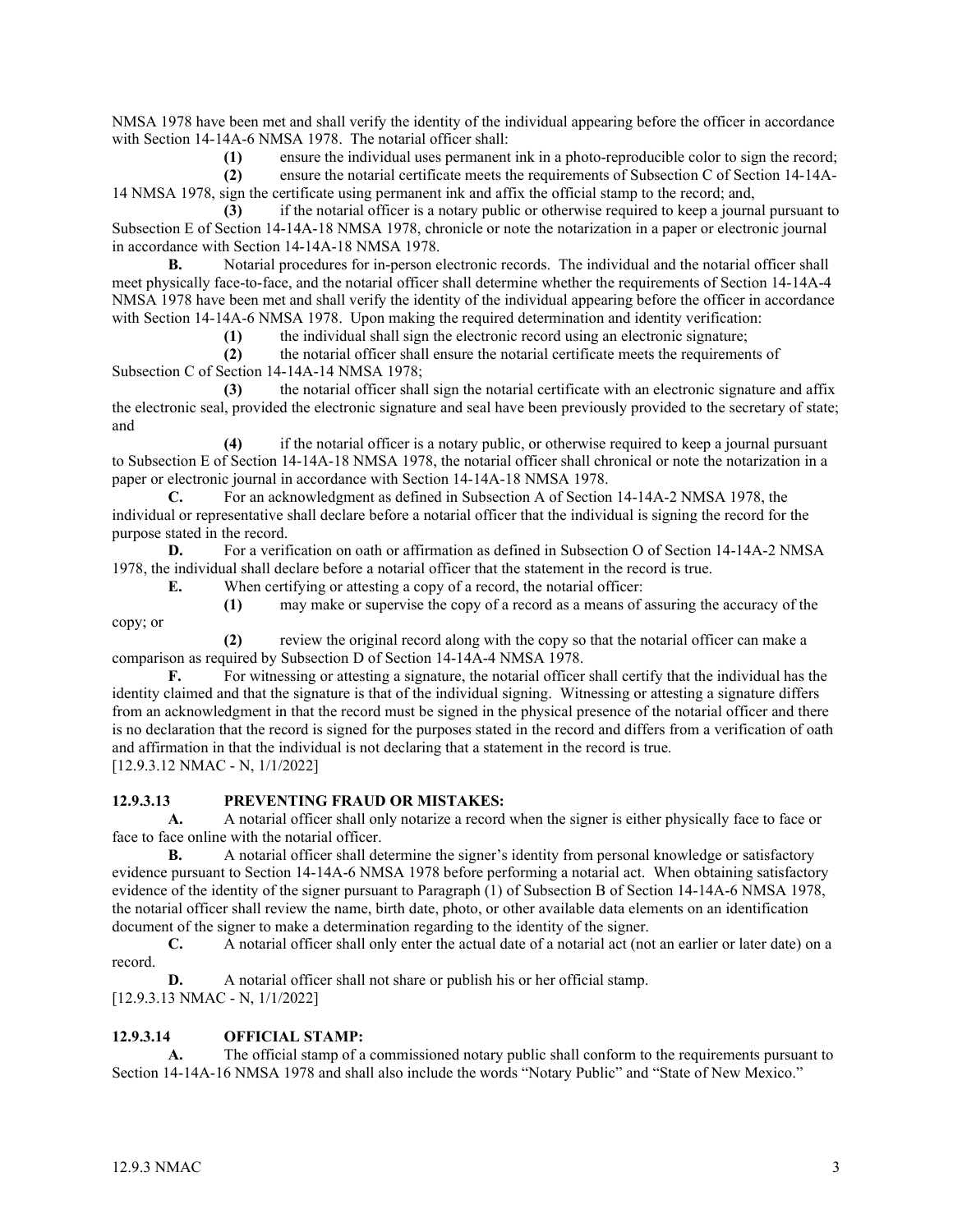NMSA 1978 have been met and shall verify the identity of the individual appearing before the officer in accordance with Section 14-14A-6 NMSA 1978. The notarial officer shall:

**(1)** ensure the individual uses permanent ink in a photo-reproducible color to sign the record;

**(2)** ensure the notarial certificate meets the requirements of Subsection C of Section 14-14A-14 NMSA 1978, sign the certificate using permanent ink and affix the official stamp to the record; and,

**(3)** if the notarial officer is a notary public or otherwise required to keep a journal pursuant to Subsection E of Section 14-14A-18 NMSA 1978, chronicle or note the notarization in a paper or electronic journal in accordance with Section 14-14A-18 NMSA 1978.

**B.** Notarial procedures for in-person electronic records. The individual and the notarial officer shall meet physically face-to-face, and the notarial officer shall determine whether the requirements of Section 14-14A-4 NMSA 1978 have been met and shall verify the identity of the individual appearing before the officer in accordance with Section 14-14A-6 NMSA 1978. Upon making the required determination and identity verification:

**(1)** the individual shall sign the electronic record using an electronic signature;

**(2)** the notarial officer shall ensure the notarial certificate meets the requirements of Subsection C of Section 14-14A-14 NMSA 1978;

**(3)** the notarial officer shall sign the notarial certificate with an electronic signature and affix the electronic seal, provided the electronic signature and seal have been previously provided to the secretary of state; and

**(4)** if the notarial officer is a notary public, or otherwise required to keep a journal pursuant to Subsection E of Section 14-14A-18 NMSA 1978, the notarial officer shall chronical or note the notarization in a paper or electronic journal in accordance with Section 14-14A-18 NMSA 1978.

**C.** For an acknowledgment as defined in Subsection A of Section 14-14A-2 NMSA 1978, the individual or representative shall declare before a notarial officer that the individual is signing the record for the purpose stated in the record.

**D.** For a verification on oath or affirmation as defined in Subsection O of Section 14-14A-2 NMSA 1978, the individual shall declare before a notarial officer that the statement in the record is true.

**E.** When certifying or attesting a copy of a record, the notarial officer:

**(1)** may make or supervise the copy of a record as a means of assuring the accuracy of the copy; or

**(2)** review the original record along with the copy so that the notarial officer can make a comparison as required by Subsection D of Section 14-14A-4 NMSA 1978.

**F.** For witnessing or attesting a signature, the notarial officer shall certify that the individual has the identity claimed and that the signature is that of the individual signing. Witnessing or attesting a signature differs from an acknowledgment in that the record must be signed in the physical presence of the notarial officer and there is no declaration that the record is signed for the purposes stated in the record and differs from a verification of oath and affirmation in that the individual is not declaring that a statement in the record is true.
[12.9.3.12 NMAC - N, 1/1/2022]

**12.9.3.13 PREVENTING FRAUD OR MISTAKES:**

**A.** A notarial officer shall only notarize a record when the signer is either physically face to face or face to face online with the notarial officer.

**B.** A notarial officer shall determine the signer's identity from personal knowledge or satisfactory evidence pursuant to Section 14-14A-6 NMSA 1978 before performing a notarial act. When obtaining satisfactory evidence of the identity of the signer pursuant to Paragraph (1) of Subsection B of Section 14-14A-6 NMSA 1978, the notarial officer shall review the name, birth date, photo, or other available data elements on an identification document of the signer to make a determination regarding to the identity of the signer.

**C.** A notarial officer shall only enter the actual date of a notarial act (not an earlier or later date) on a record.

**D.** A notarial officer shall not share or publish his or her official stamp.
[12.9.3.13 NMAC - N, 1/1/2022]

**12.9.3.14 OFFICIAL STAMP:**

**A.** The official stamp of a commissioned notary public shall conform to the requirements pursuant to Section 14-14A-16 NMSA 1978 and shall also include the words "Notary Public" and "State of New Mexico."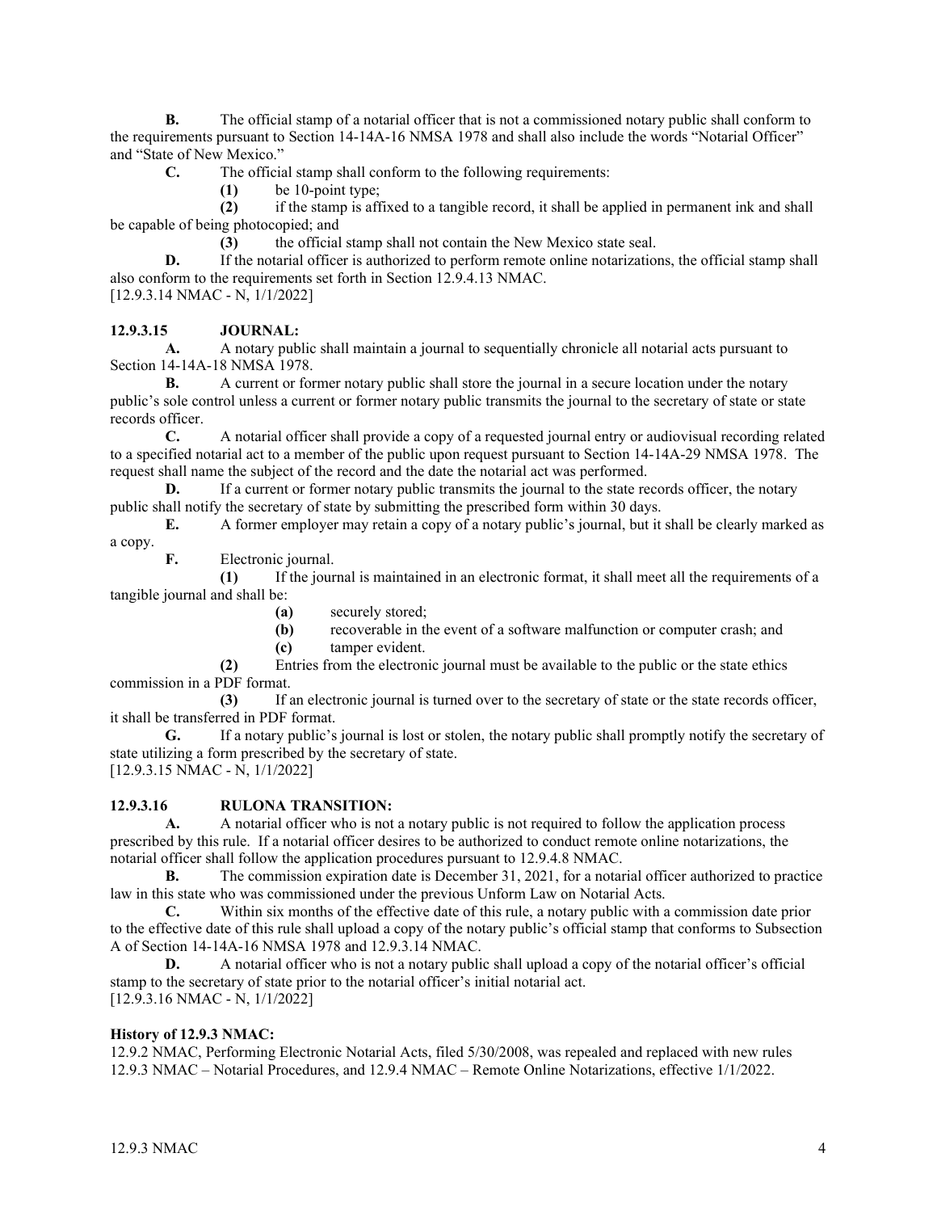**B.** The official stamp of a notarial officer that is not a commissioned notary public shall conform to the requirements pursuant to Section 14-14A-16 NMSA 1978 and shall also include the words "Notarial Officer" and "State of New Mexico."

**C.** The official stamp shall conform to the following requirements:

**(1)** be 10-point type;

**(2)** if the stamp is affixed to a tangible record, it shall be applied in permanent ink and shall be capable of being photocopied; and

**(3)** the official stamp shall not contain the New Mexico state seal.

**D.** If the notarial officer is authorized to perform remote online notarizations, the official stamp shall also conform to the requirements set forth in Section 12.9.4.13 NMAC.

[12.9.3.14 NMAC - N, 1/1/2022]

**12.9.3.15 JOURNAL:**

**A.** A notary public shall maintain a journal to sequentially chronicle all notarial acts pursuant to Section 14-14A-18 NMSA 1978.

**B.** A current or former notary public shall store the journal in a secure location under the notary public's sole control unless a current or former notary public transmits the journal to the secretary of state or state records officer.

**C.** A notarial officer shall provide a copy of a requested journal entry or audiovisual recording related to a specified notarial act to a member of the public upon request pursuant to Section 14-14A-29 NMSA 1978. The request shall name the subject of the record and the date the notarial act was performed.

**D.** If a current or former notary public transmits the journal to the state records officer, the notary public shall notify the secretary of state by submitting the prescribed form within 30 days.

**E.** A former employer may retain a copy of a notary public's journal, but it shall be clearly marked as a copy.

**F.** Electronic journal.

**(1)** If the journal is maintained in an electronic format, it shall meet all the requirements of a tangible journal and shall be:

**(a)** securely stored;

**(b)** recoverable in the event of a software malfunction or computer crash; and

**(c)** tamper evident.

**(2)** Entries from the electronic journal must be available to the public or the state ethics commission in a PDF format.

**(3)** If an electronic journal is turned over to the secretary of state or the state records officer, it shall be transferred in PDF format.

**G.** If a notary public's journal is lost or stolen, the notary public shall promptly notify the secretary of state utilizing a form prescribed by the secretary of state.

[12.9.3.15 NMAC - N, 1/1/2022]

**12.9.3.16 RULONA TRANSITION:**

**A.** A notarial officer who is not a notary public is not required to follow the application process prescribed by this rule. If a notarial officer desires to be authorized to conduct remote online notarizations, the notarial officer shall follow the application procedures pursuant to 12.9.4.8 NMAC.

**B.** The commission expiration date is December 31, 2021, for a notarial officer authorized to practice law in this state who was commissioned under the previous Unform Law on Notarial Acts.

**C.** Within six months of the effective date of this rule, a notary public with a commission date prior to the effective date of this rule shall upload a copy of the notary public's official stamp that conforms to Subsection A of Section 14-14A-16 NMSA 1978 and 12.9.3.14 NMAC.

**D.** A notarial officer who is not a notary public shall upload a copy of the notarial officer's official stamp to the secretary of state prior to the notarial officer's initial notarial act.

[12.9.3.16 NMAC - N, 1/1/2022]

**History of 12.9.3 NMAC:**

12.9.2 NMAC, Performing Electronic Notarial Acts, filed 5/30/2008, was repealed and replaced with new rules 12.9.3 NMAC – Notarial Procedures, and 12.9.4 NMAC – Remote Online Notarizations, effective 1/1/2022.